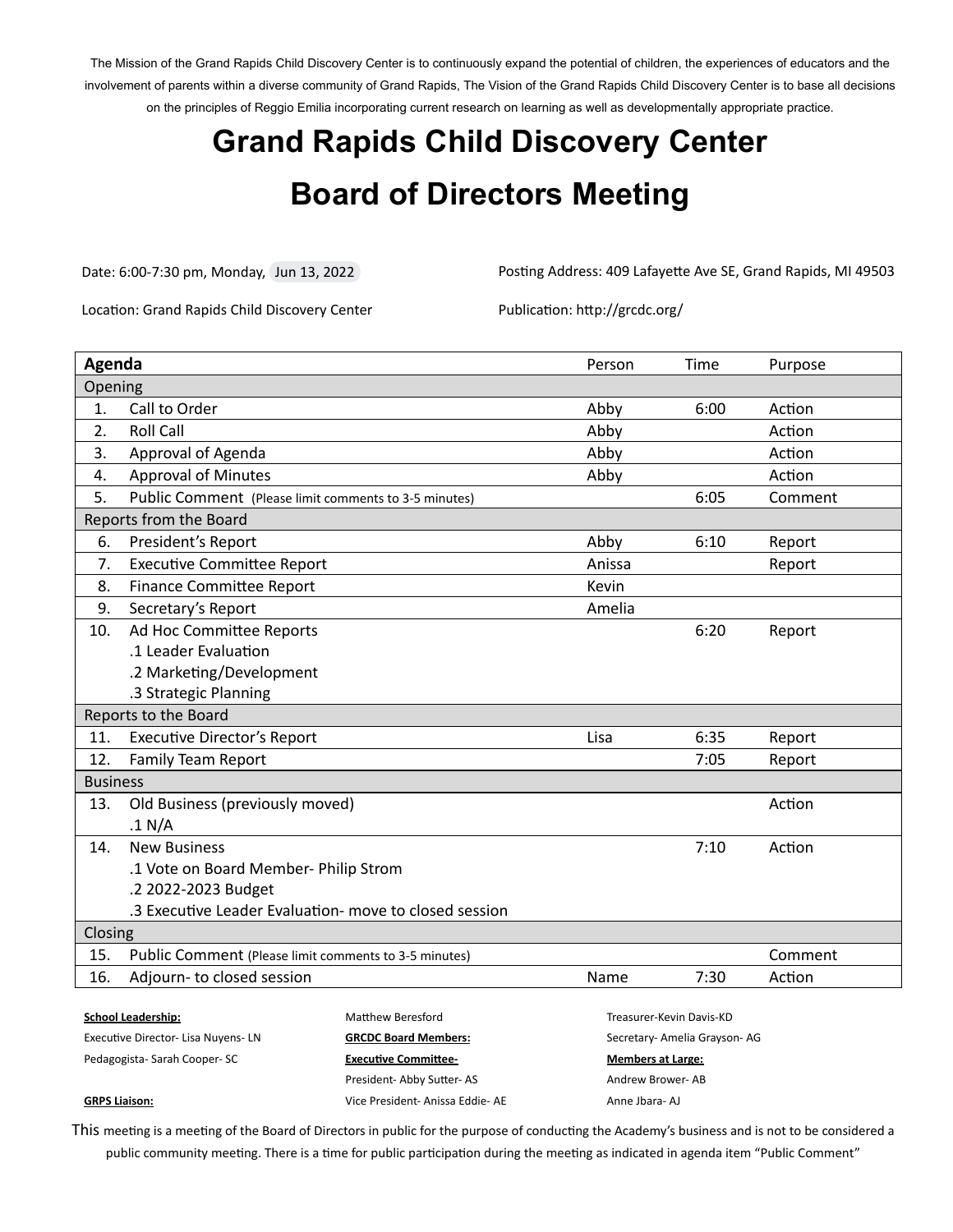The Mission of the Grand Rapids Child Discovery Center is to continuously expand the potential of children, the experiences of educators and the involvement of parents within a diverse community of Grand Rapids, The Vision of the Grand Rapids Child Discovery Center is to base all decisions on the principles of Reggio Emilia incorporating current research on learning as well as developmentally appropriate practice.

# Grand Rapids Child Discovery Center

# Board of Directors Meeting

Date: 6:00-7:30 pm, Monday, Jun 13, 2022

Location: Grand Rapids Child Discovery Center

Posting Address: 409 Lafayette Ave SE, Grand Rapids, MI 49503

Publication: http://grcdc.org/

| | **Agenda** | Person | Time | Purpose |
|---|---|---|---|---|
| **Opening** | | | | |
| 1. | Call to Order | Abby | 6:00 | Action |
| 2. | Roll Call | Abby | | Action |
| 3. | Approval of Agenda | Abby | | Action |
| 4. | Approval of Minutes | Abby | | Action |
| 5. | Public Comment (Please limit comments to 3-5 minutes) | | 6:05 | Comment |
| **Reports from the Board** | | | | |
| 6. | President's Report | Abby | 6:10 | Report |
| 7. | Executive Committee Report | Anissa | | Report |
| 8. | Finance Committee Report | Kevin | | |
| 9. | Secretary's Report | Amelia | | |
| 10. | Ad Hoc Committee Reports<br>.1 Leader Evaluation<br>.2 Marketing/Development<br>.3 Strategic Planning | | 6:20 | Report |
| **Reports to the Board** | | | | |
| 11. | Executive Director's Report | Lisa | 6:35 | Report |
| 12. | Family Team Report | | 7:05 | Report |
| **Business** | | | | |
| 13. | Old Business (previously moved)<br>.1 N/A | | | Action |
| 14. | New Business<br>.1 Vote on Board Member- Philip Strom<br>.2 2022-2023 Budget<br>.3 Executive Leader Evaluation- move to closed session | | 7:10 | Action |
| **Closing** | | | | |
| 15. | Public Comment (Please limit comments to 3-5 minutes) | | | Comment |
| 16. | Adjourn- to closed session | Name | 7:30 | Action |

**School Leadership:**

Executive Director- Lisa Nuyens- LN

Pedagogista- Sarah Cooper- SC

**GRPS Liaison:**

Matthew Beresford

**GRCDC Board Members:**

**Executive Committee-**

President- Abby Sutter- AS

Vice President- Anissa Eddie- AE

Treasurer-Kevin Davis-KD

Secretary- Amelia Grayson- AG

**Members at Large:**

Andrew Brower- AB

Anne Jbara- AJ

This meeting is a meeting of the Board of Directors in public for the purpose of conducting the Academy's business and is not to be considered a public community meeting. There is a time for public participation during the meeting as indicated in agenda item "Public Comment"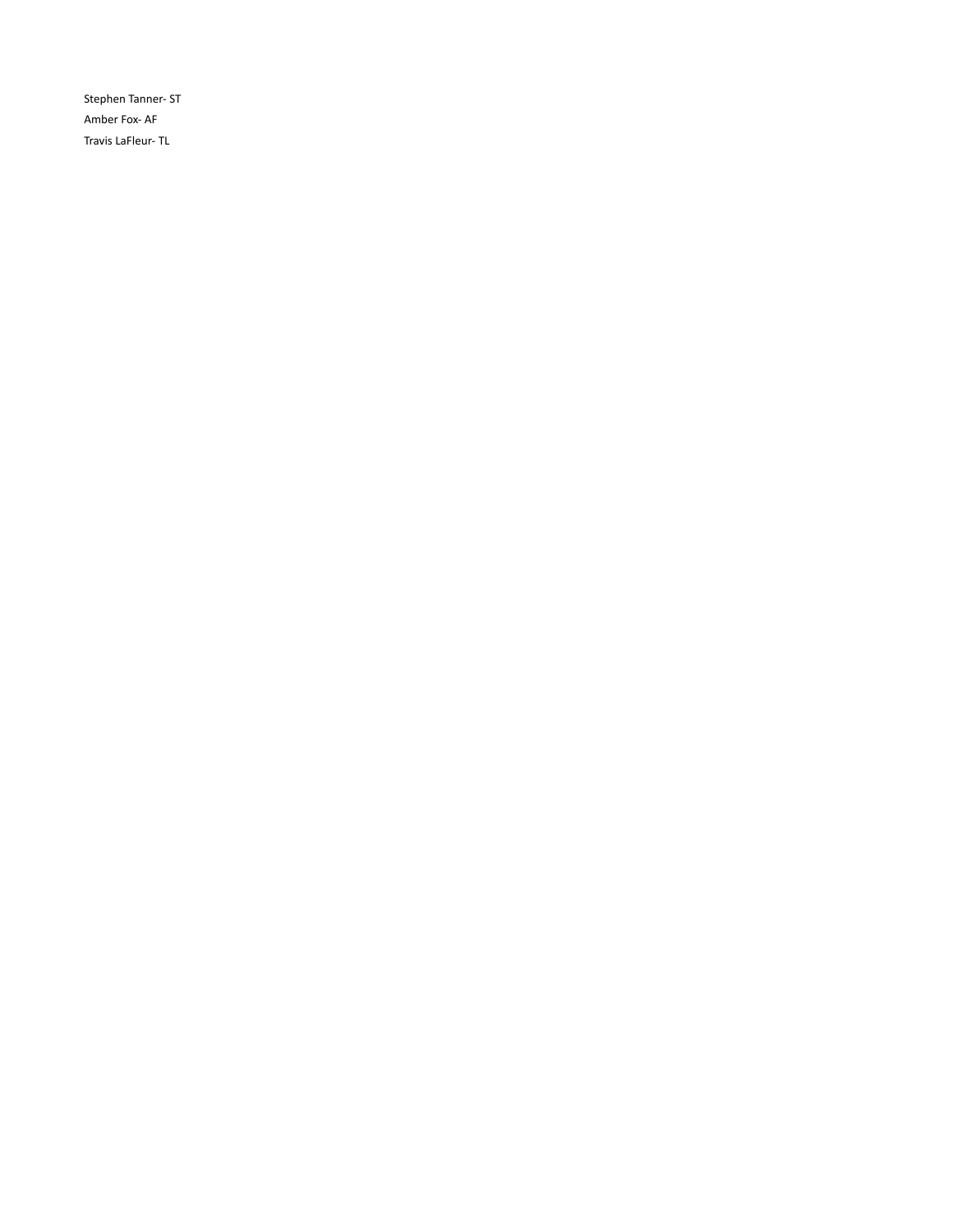Stephen Tanner- ST

Amber Fox- AF

Travis LaFleur- TL